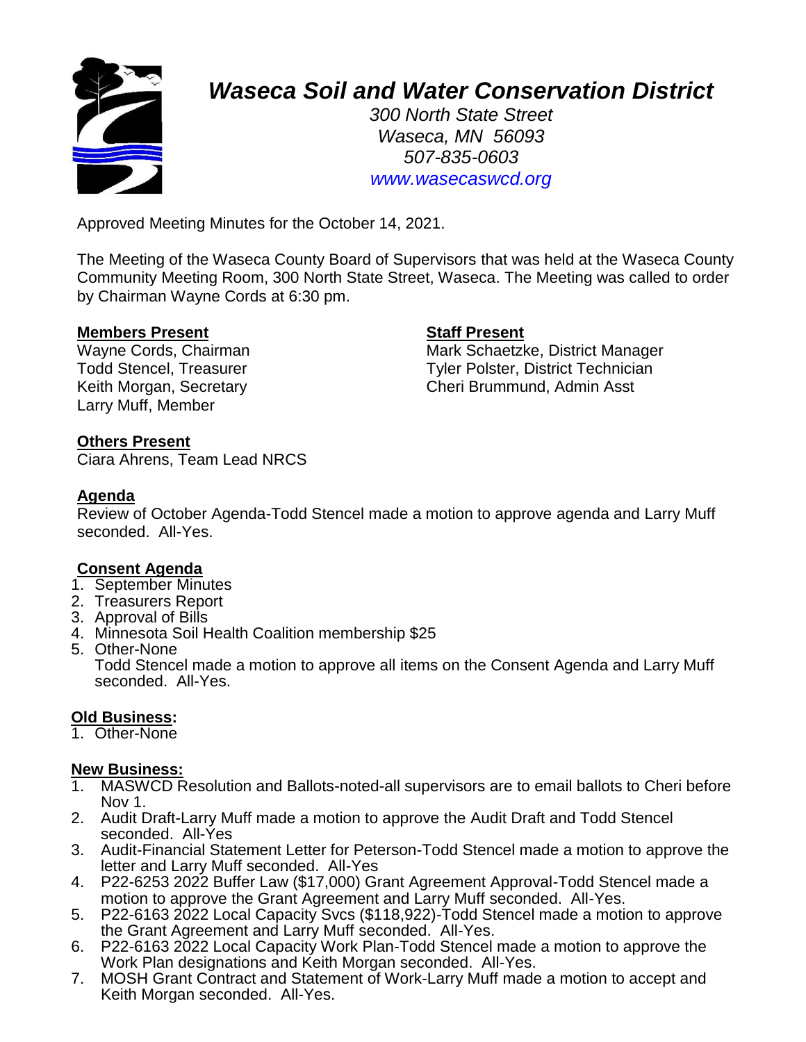# *Waseca Soil and Water Conservation District*

*300 North State Street*
*Waseca, MN 56093*
*507-835-0603*
*www.wasecaswcd.org*

Approved Meeting Minutes for the October 14, 2021.

The Meeting of the Waseca County Board of Supervisors that was held at the Waseca County Community Meeting Room, 300 North State Street, Waseca. The Meeting was called to order by Chairman Wayne Cords at 6:30 pm.

**Members Present**
Wayne Cords, Chairman
Todd Stencel, Treasurer
Keith Morgan, Secretary
Larry Muff, Member

**Staff Present**
Mark Schaetzke, District Manager
Tyler Polster, District Technician
Cheri Brummund, Admin Asst

**Others Present**
Ciara Ahrens, Team Lead NRCS

**Agenda**
Review of October Agenda-Todd Stencel made a motion to approve agenda and Larry Muff seconded. All-Yes.

**Consent Agenda**
1. September Minutes
2. Treasurers Report
3. Approval of Bills
4. Minnesota Soil Health Coalition membership $25
5. Other-None
   Todd Stencel made a motion to approve all items on the Consent Agenda and Larry Muff seconded. All-Yes.

**Old Business:**
1. Other-None

**New Business:**
1. MASWCD Resolution and Ballots-noted-all supervisors are to email ballots to Cheri before Nov 1.
2. Audit Draft-Larry Muff made a motion to approve the Audit Draft and Todd Stencel seconded. All-Yes
3. Audit-Financial Statement Letter for Peterson-Todd Stencel made a motion to approve the letter and Larry Muff seconded. All-Yes
4. P22-6253 2022 Buffer Law ($17,000) Grant Agreement Approval-Todd Stencel made a motion to approve the Grant Agreement and Larry Muff seconded. All-Yes.
5. P22-6163 2022 Local Capacity Svcs ($118,922)-Todd Stencel made a motion to approve the Grant Agreement and Larry Muff seconded. All-Yes.
6. P22-6163 2022 Local Capacity Work Plan-Todd Stencel made a motion to approve the Work Plan designations and Keith Morgan seconded. All-Yes.
7. MOSH Grant Contract and Statement of Work-Larry Muff made a motion to accept and Keith Morgan seconded. All-Yes.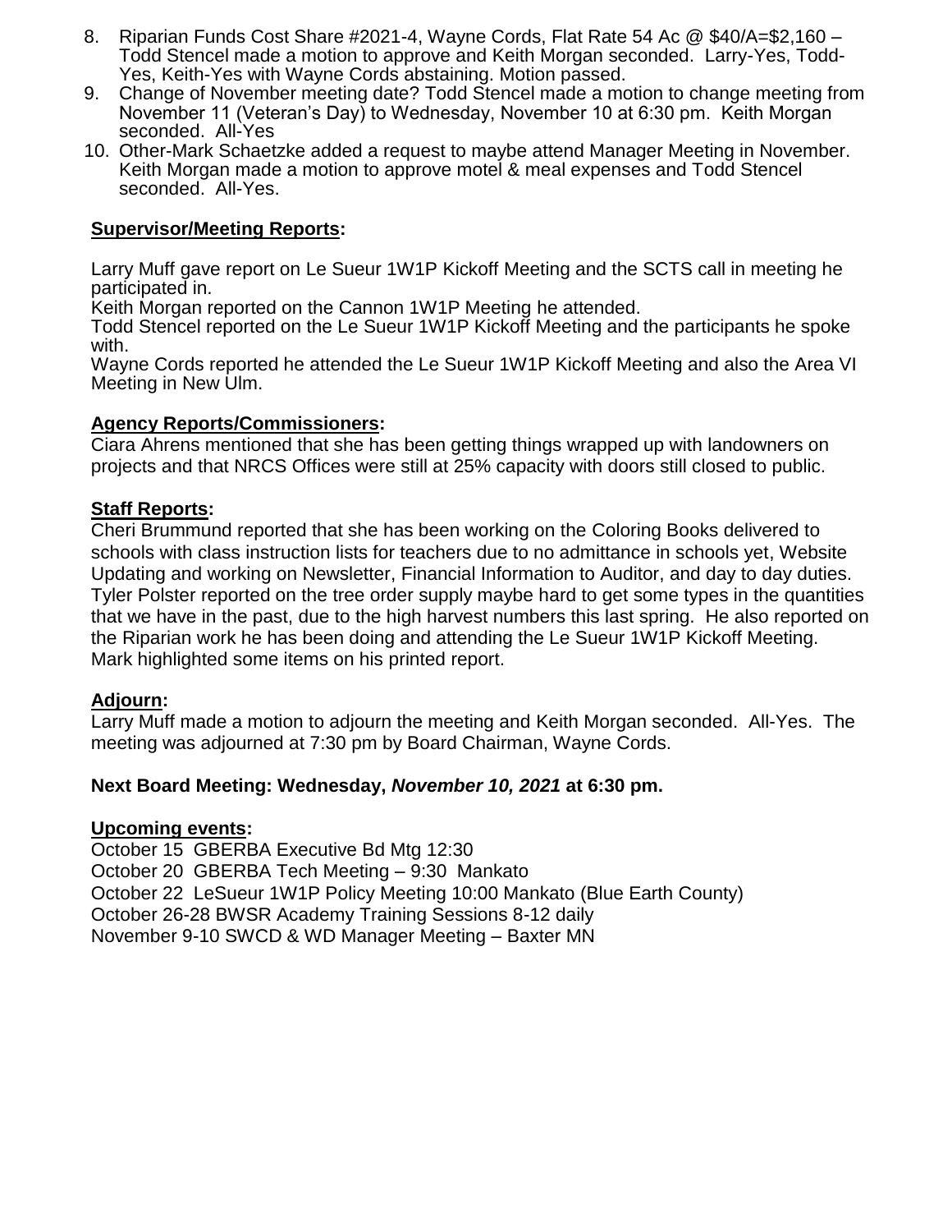8. Riparian Funds Cost Share #2021-4, Wayne Cords, Flat Rate 54 Ac @ $40/A=$2,160 – Todd Stencel made a motion to approve and Keith Morgan seconded. Larry-Yes, Todd-Yes, Keith-Yes with Wayne Cords abstaining. Motion passed.
9. Change of November meeting date? Todd Stencel made a motion to change meeting from November 11 (Veteran's Day) to Wednesday, November 10 at 6:30 pm. Keith Morgan seconded. All-Yes
10. Other-Mark Schaetzke added a request to maybe attend Manager Meeting in November. Keith Morgan made a motion to approve motel & meal expenses and Todd Stencel seconded. All-Yes.

**Supervisor/Meeting Reports:**

Larry Muff gave report on Le Sueur 1W1P Kickoff Meeting and the SCTS call in meeting he participated in.
Keith Morgan reported on the Cannon 1W1P Meeting he attended.
Todd Stencel reported on the Le Sueur 1W1P Kickoff Meeting and the participants he spoke with.
Wayne Cords reported he attended the Le Sueur 1W1P Kickoff Meeting and also the Area VI Meeting in New Ulm.

**Agency Reports/Commissioners:**

Ciara Ahrens mentioned that she has been getting things wrapped up with landowners on projects and that NRCS Offices were still at 25% capacity with doors still closed to public.

**Staff Reports:**

Cheri Brummund reported that she has been working on the Coloring Books delivered to schools with class instruction lists for teachers due to no admittance in schools yet, Website Updating and working on Newsletter, Financial Information to Auditor, and day to day duties.
Tyler Polster reported on the tree order supply maybe hard to get some types in the quantities that we have in the past, due to the high harvest numbers this last spring. He also reported on the Riparian work he has been doing and attending the Le Sueur 1W1P Kickoff Meeting.
Mark highlighted some items on his printed report.

**Adjourn:**

Larry Muff made a motion to adjourn the meeting and Keith Morgan seconded. All-Yes. The meeting was adjourned at 7:30 pm by Board Chairman, Wayne Cords.

**Next Board Meeting: Wednesday, *November 10, 2021* at 6:30 pm.**

**Upcoming events:**

October 15 GBERBA Executive Bd Mtg 12:30
October 20 GBERBA Tech Meeting – 9:30 Mankato
October 22 LeSueur 1W1P Policy Meeting 10:00 Mankato (Blue Earth County)
October 26-28 BWSR Academy Training Sessions 8-12 daily
November 9-10 SWCD & WD Manager Meeting – Baxter MN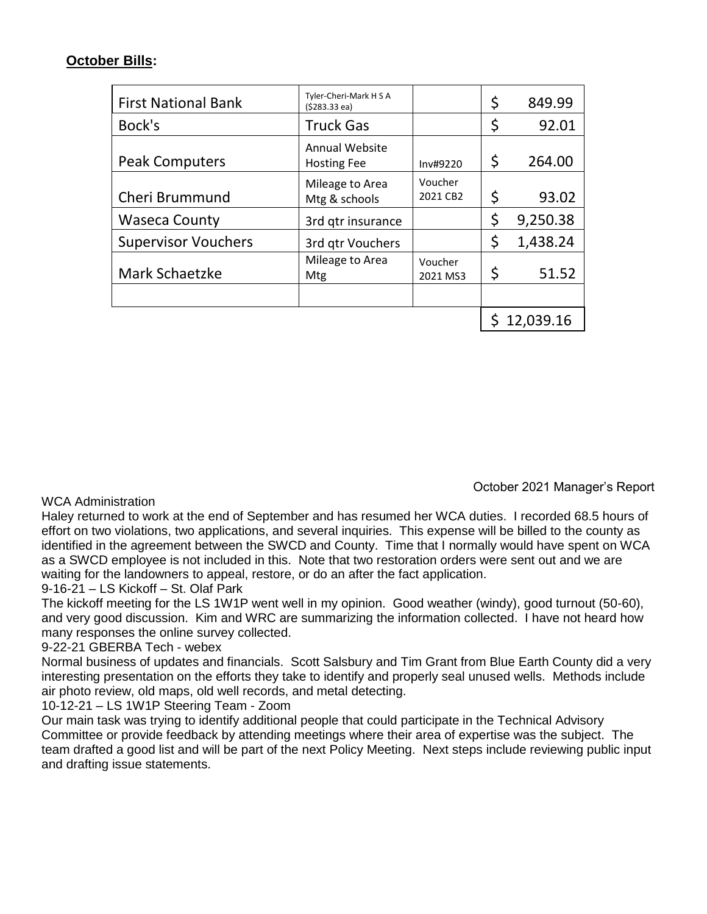## **October Bills:**

| | | | |
|---|---|---|---|
| First National Bank | Tyler-Cheri-Mark H S A ($283.33 ea) | | $ 849.99 |
| Bock's | Truck Gas | | $ 92.01 |
| Peak Computers | Annual Website Hosting Fee | Inv#9220 | $ 264.00 |
| Cheri Brummund | Mileage to Area Mtg & schools | Voucher 2021 CB2 | $ 93.02 |
| Waseca County | 3rd qtr insurance | | $ 9,250.38 |
| Supervisor Vouchers | 3rd qtr Vouchers | | $ 1,438.24 |
| Mark Schaetzke | Mileage to Area Mtg | Voucher 2021 MS3 | $ 51.52 |
| | | | |
| | | | $ 12,039.16 |

October 2021 Manager's Report

WCA Administration

Haley returned to work at the end of September and has resumed her WCA duties. I recorded 68.5 hours of effort on two violations, two applications, and several inquiries. This expense will be billed to the county as identified in the agreement between the SWCD and County. Time that I normally would have spent on WCA as a SWCD employee is not included in this. Note that two restoration orders were sent out and we are waiting for the landowners to appeal, restore, or do an after the fact application.

9-16-21 – LS Kickoff – St. Olaf Park

The kickoff meeting for the LS 1W1P went well in my opinion. Good weather (windy), good turnout (50-60), and very good discussion. Kim and WRC are summarizing the information collected. I have not heard how many responses the online survey collected.

9-22-21 GBERBA Tech - webex

Normal business of updates and financials. Scott Salsbury and Tim Grant from Blue Earth County did a very interesting presentation on the efforts they take to identify and properly seal unused wells. Methods include air photo review, old maps, old well records, and metal detecting.

10-12-21 – LS 1W1P Steering Team - Zoom

Our main task was trying to identify additional people that could participate in the Technical Advisory Committee or provide feedback by attending meetings where their area of expertise was the subject. The team drafted a good list and will be part of the next Policy Meeting. Next steps include reviewing public input and drafting issue statements.